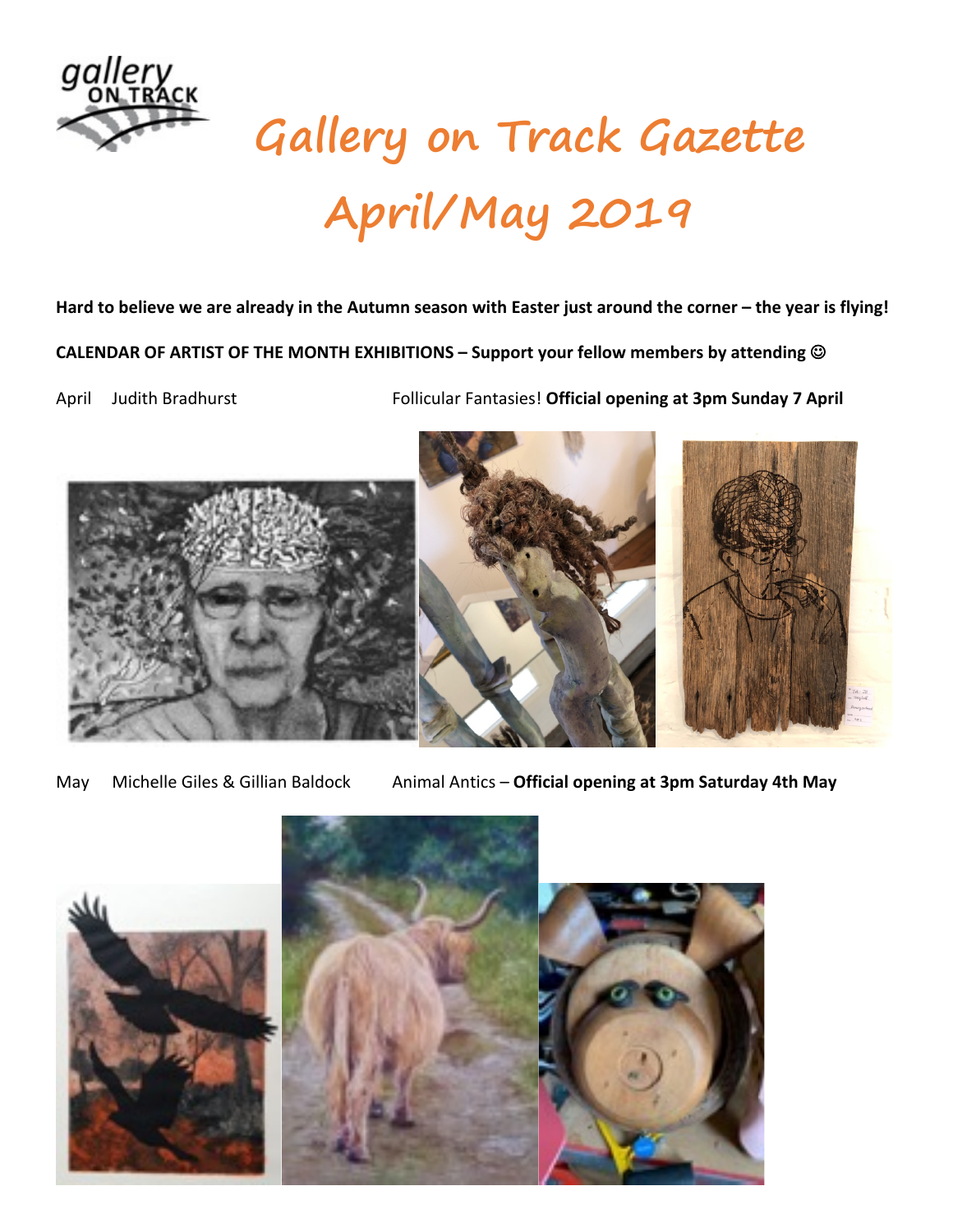# Gallery on Track Gazette

# April/May 2019

**Hard to believe we are already in the Autumn season with Easter just around the corner – the year is flying!**

**CALENDAR OF ARTIST OF THE MONTH EXHIBITIONS – Support your fellow members by attending ☺**

April Judith Bradhurst Follicular Fantasies! **Official opening at 3pm Sunday 7 April**

May Michelle Giles & Gillian Baldock Animal Antics – **Official opening at 3pm Saturday 4th May**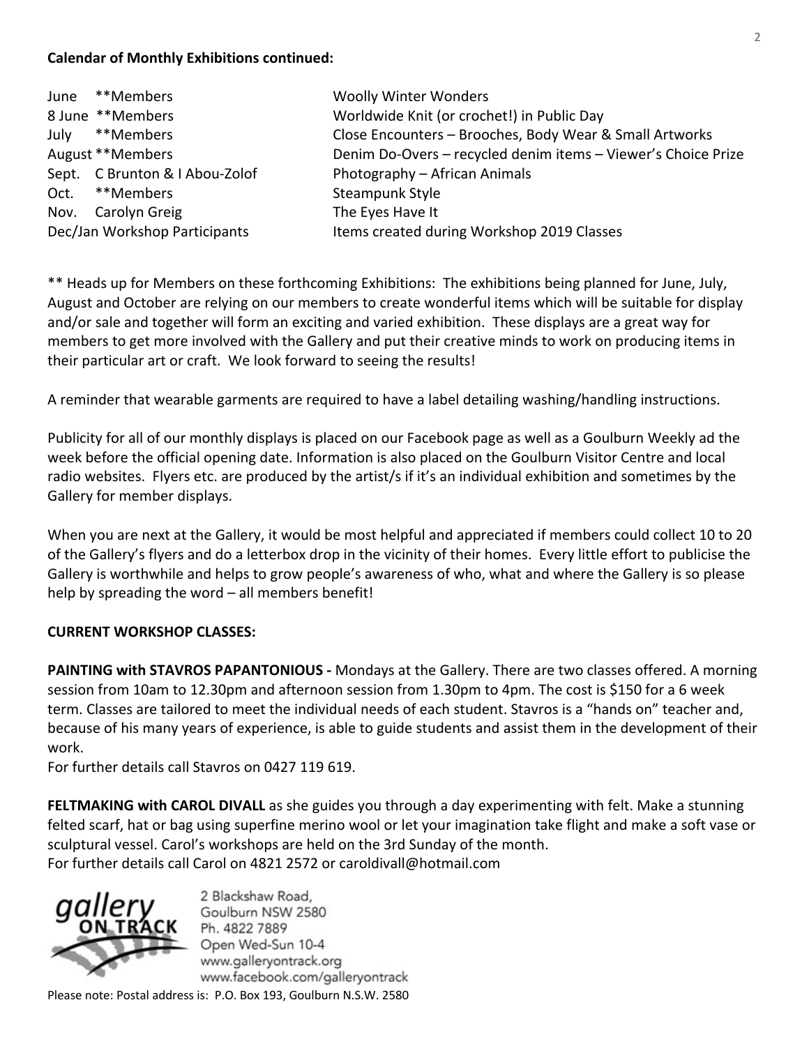**Calendar of Monthly Exhibitions continued:**

| | | |
|---|---|---|
| June | **Members | Woolly Winter Wonders |
| 8 June | **Members | Worldwide Knit (or crochet!) in Public Day |
| July | **Members | Close Encounters – Brooches, Body Wear & Small Artworks |
| August | **Members | Denim Do-Overs – recycled denim items – Viewer's Choice Prize |
| Sept. | C Brunton & I Abou-Zolof | Photography – African Animals |
| Oct. | **Members | Steampunk Style |
| Nov. | Carolyn Greig | The Eyes Have It |
| Dec/Jan | Workshop Participants | Items created during Workshop 2019 Classes |

** Heads up for Members on these forthcoming Exhibitions: The exhibitions being planned for June, July, August and October are relying on our members to create wonderful items which will be suitable for display and/or sale and together will form an exciting and varied exhibition. These displays are a great way for members to get more involved with the Gallery and put their creative minds to work on producing items in their particular art or craft. We look forward to seeing the results!

A reminder that wearable garments are required to have a label detailing washing/handling instructions.

Publicity for all of our monthly displays is placed on our Facebook page as well as a Goulburn Weekly ad the week before the official opening date. Information is also placed on the Goulburn Visitor Centre and local radio websites. Flyers etc. are produced by the artist/s if it's an individual exhibition and sometimes by the Gallery for member displays.

When you are next at the Gallery, it would be most helpful and appreciated if members could collect 10 to 20 of the Gallery's flyers and do a letterbox drop in the vicinity of their homes. Every little effort to publicise the Gallery is worthwhile and helps to grow people's awareness of who, what and where the Gallery is so please help by spreading the word – all members benefit!

**CURRENT WORKSHOP CLASSES:**

**PAINTING with STAVROS PAPANTONIOUS -** Mondays at the Gallery. There are two classes offered. A morning session from 10am to 12.30pm and afternoon session from 1.30pm to 4pm. The cost is $150 for a 6 week term. Classes are tailored to meet the individual needs of each student. Stavros is a "hands on" teacher and, because of his many years of experience, is able to guide students and assist them in the development of their work.
For further details call Stavros on 0427 119 619.

**FELTMAKING with CAROL DIVALL** as she guides you through a day experimenting with felt. Make a stunning felted scarf, hat or bag using superfine merino wool or let your imagination take flight and make a soft vase or sculptural vessel. Carol's workshops are held on the 3rd Sunday of the month.
For further details call Carol on 4821 2572 or caroldivall@hotmail.com

gallery ON TRACK

2 Blackshaw Road,
Goulburn NSW 2580
Ph. 4822 7889
Open Wed-Sun 10-4
www.galleryontrack.org
www.facebook.com/galleryontrack

Please note: Postal address is: P.O. Box 193, Goulburn N.S.W. 2580